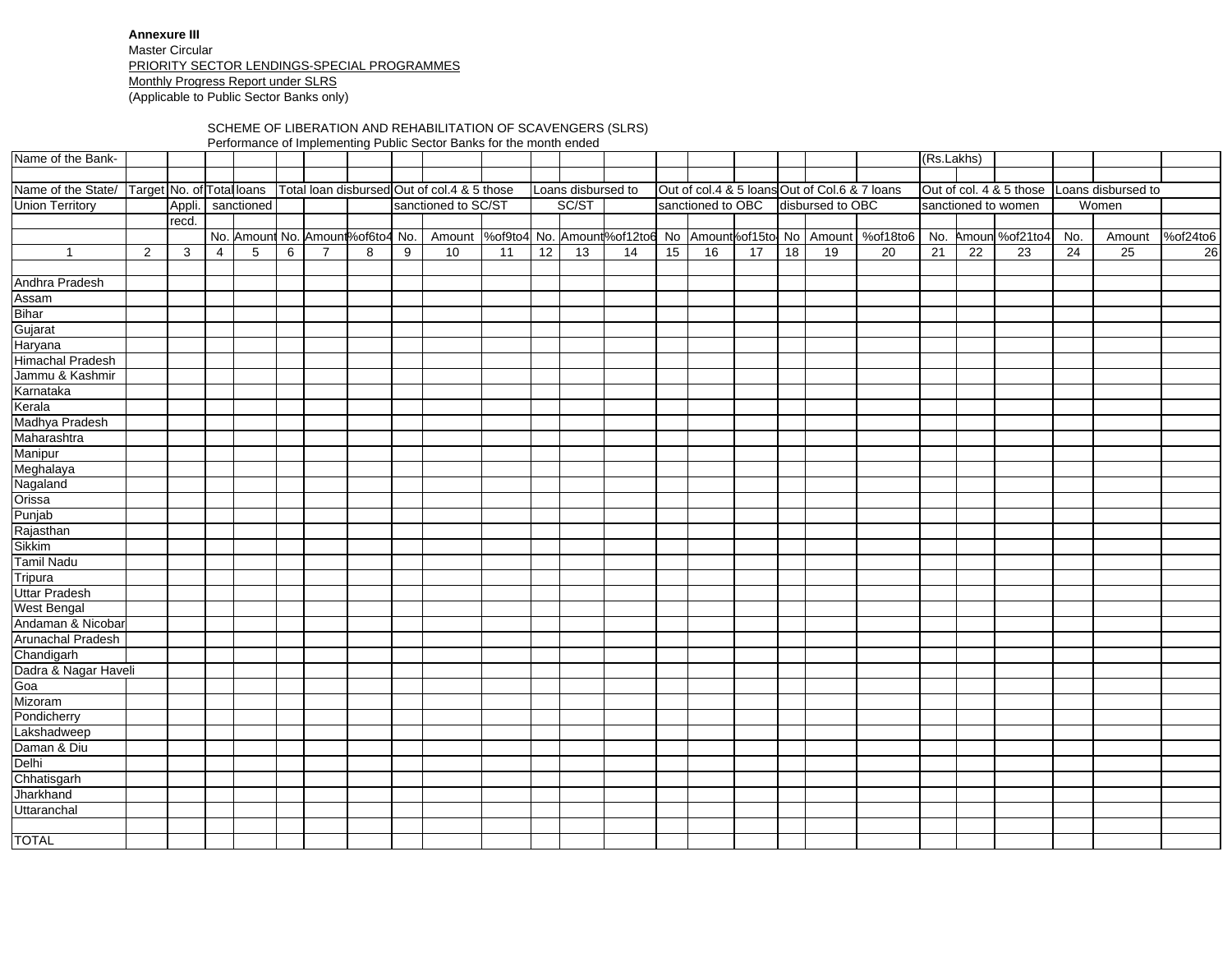**Annexure III**

Master Circular

PRIORITY SECTOR LENDINGS-SPECIAL PROGRAMMES

Monthly Progress Report under SLRS

(Applicable to Public Sector Banks only)

SCHEME OF LIBERATION AND REHABILITATION OF SCAVENGERS (SLRS)

Performance of Implementing Public Sector Banks for the month ended

| Name of the Bank- | | | | | | | | | | | | | | | | | | | | | (Rs.Lakhs) | | | | |
|---|---|---|---|---|---|---|---|---|---|---|---|---|---|---|---|---|---|---|---|---|---|---|---|---|---|
| Name of the State/ Union Territory | Target | No. of Appli. recd. | Total loans sanctioned | | Total loan disbursed | | | Out of col.4 & 5 those sanctioned to SC/ST | | | Loans disbursed to SC/ST | | | Out of col.4 & 5 loans sanctioned to OBC | | | Out of Col.6 & 7 loans disbursed to OBC | | | Out of col. 4 & 5 those sanctioned to women | | | Loans disbursed to Women | | |
| | | | No. | Amount | No. | Amount | %of6to4 | No. | Amount | %of9to4 | No. | Amount | %of12to6 | No | Amount | %of15to4 | No | Amount | %of18to6 | No. | Amount | %of21to4 | No. | Amount | %of24to6 |
| 1 | 2 | 3 | 4 | 5 | 6 | 7 | 8 | 9 | 10 | 11 | 12 | 13 | 14 | 15 | 16 | 17 | 18 | 19 | 20 | 21 | 22 | 23 | 24 | 25 | 26 |
| Andhra Pradesh | | | | | | | | | | | | | | | | | | | | | | | | | |
| Assam | | | | | | | | | | | | | | | | | | | | | | | | | |
| Bihar | | | | | | | | | | | | | | | | | | | | | | | | | |
| Gujarat | | | | | | | | | | | | | | | | | | | | | | | | | |
| Haryana | | | | | | | | | | | | | | | | | | | | | | | | | |
| Himachal Pradesh | | | | | | | | | | | | | | | | | | | | | | | | | |
| Jammu & Kashmir | | | | | | | | | | | | | | | | | | | | | | | | | |
| Karnataka | | | | | | | | | | | | | | | | | | | | | | | | | |
| Kerala | | | | | | | | | | | | | | | | | | | | | | | | | |
| Madhya Pradesh | | | | | | | | | | | | | | | | | | | | | | | | | |
| Maharashtra | | | | | | | | | | | | | | | | | | | | | | | | | |
| Manipur | | | | | | | | | | | | | | | | | | | | | | | | | |
| Meghalaya | | | | | | | | | | | | | | | | | | | | | | | | | |
| Nagaland | | | | | | | | | | | | | | | | | | | | | | | | | |
| Orissa | | | | | | | | | | | | | | | | | | | | | | | | | |
| Punjab | | | | | | | | | | | | | | | | | | | | | | | | | |
| Rajasthan | | | | | | | | | | | | | | | | | | | | | | | | | |
| Sikkim | | | | | | | | | | | | | | | | | | | | | | | | | |
| Tamil Nadu | | | | | | | | | | | | | | | | | | | | | | | | | |
| Tripura | | | | | | | | | | | | | | | | | | | | | | | | | |
| Uttar Pradesh | | | | | | | | | | | | | | | | | | | | | | | | | |
| West Bengal | | | | | | | | | | | | | | | | | | | | | | | | | |
| Andaman & Nicobar | | | | | | | | | | | | | | | | | | | | | | | | | |
| Arunachal Pradesh | | | | | | | | | | | | | | | | | | | | | | | | | |
| Chandigarh | | | | | | | | | | | | | | | | | | | | | | | | | |
| Dadra & Nagar Haveli | | | | | | | | | | | | | | | | | | | | | | | | | |
| Goa | | | | | | | | | | | | | | | | | | | | | | | | | |
| Mizoram | | | | | | | | | | | | | | | | | | | | | | | | | |
| Pondicherry | | | | | | | | | | | | | | | | | | | | | | | | | |
| Lakshadweep | | | | | | | | | | | | | | | | | | | | | | | | | |
| Daman & Diu | | | | | | | | | | | | | | | | | | | | | | | | | |
| Delhi | | | | | | | | | | | | | | | | | | | | | | | | | |
| Chhatisgarh | | | | | | | | | | | | | | | | | | | | | | | | | |
| Jharkhand | | | | | | | | | | | | | | | | | | | | | | | | | |
| Uttaranchal | | | | | | | | | | | | | | | | | | | | | | | | | |
| TOTAL | | | | | | | | | | | | | | | | | | | | | | | | | |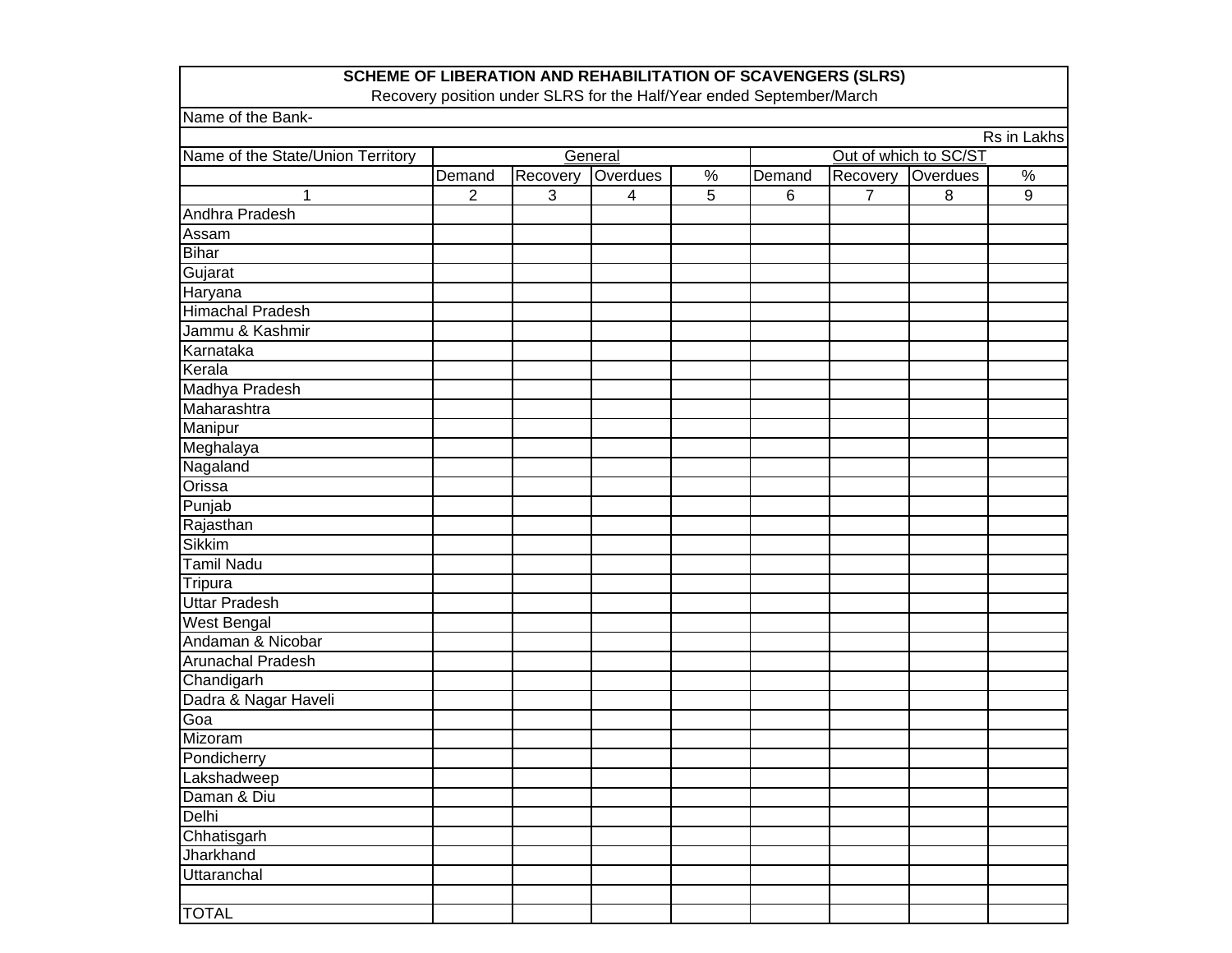**SCHEME OF LIBERATION AND REHABILITATION OF SCAVENGERS (SLRS)**

Recovery position under SLRS for the Half/Year ended September/March

Name of the Bank-

Rs in Lakhs

| Name of the State/Union Territory | General | | | | Out of which to SC/ST | | | |
|---|---|---|---|---|---|---|---|---|
| | Demand | Recovery | Overdues | % | Demand | Recovery | Overdues | % |
| 1 | 2 | 3 | 4 | 5 | 6 | 7 | 8 | 9 |
| Andhra Pradesh | | | | | | | | |
| Assam | | | | | | | | |
| Bihar | | | | | | | | |
| Gujarat | | | | | | | | |
| Haryana | | | | | | | | |
| Himachal Pradesh | | | | | | | | |
| Jammu & Kashmir | | | | | | | | |
| Karnataka | | | | | | | | |
| Kerala | | | | | | | | |
| Madhya Pradesh | | | | | | | | |
| Maharashtra | | | | | | | | |
| Manipur | | | | | | | | |
| Meghalaya | | | | | | | | |
| Nagaland | | | | | | | | |
| Orissa | | | | | | | | |
| Punjab | | | | | | | | |
| Rajasthan | | | | | | | | |
| Sikkim | | | | | | | | |
| Tamil Nadu | | | | | | | | |
| Tripura | | | | | | | | |
| Uttar Pradesh | | | | | | | | |
| West Bengal | | | | | | | | |
| Andaman & Nicobar | | | | | | | | |
| Arunachal Pradesh | | | | | | | | |
| Chandigarh | | | | | | | | |
| Dadra & Nagar Haveli | | | | | | | | |
| Goa | | | | | | | | |
| Mizoram | | | | | | | | |
| Pondicherry | | | | | | | | |
| Lakshadweep | | | | | | | | |
| Daman & Diu | | | | | | | | |
| Delhi | | | | | | | | |
| Chhatisgarh | | | | | | | | |
| Jharkhand | | | | | | | | |
| Uttaranchal | | | | | | | | |
| | | | | | | | | |
| TOTAL | | | | | | | | |